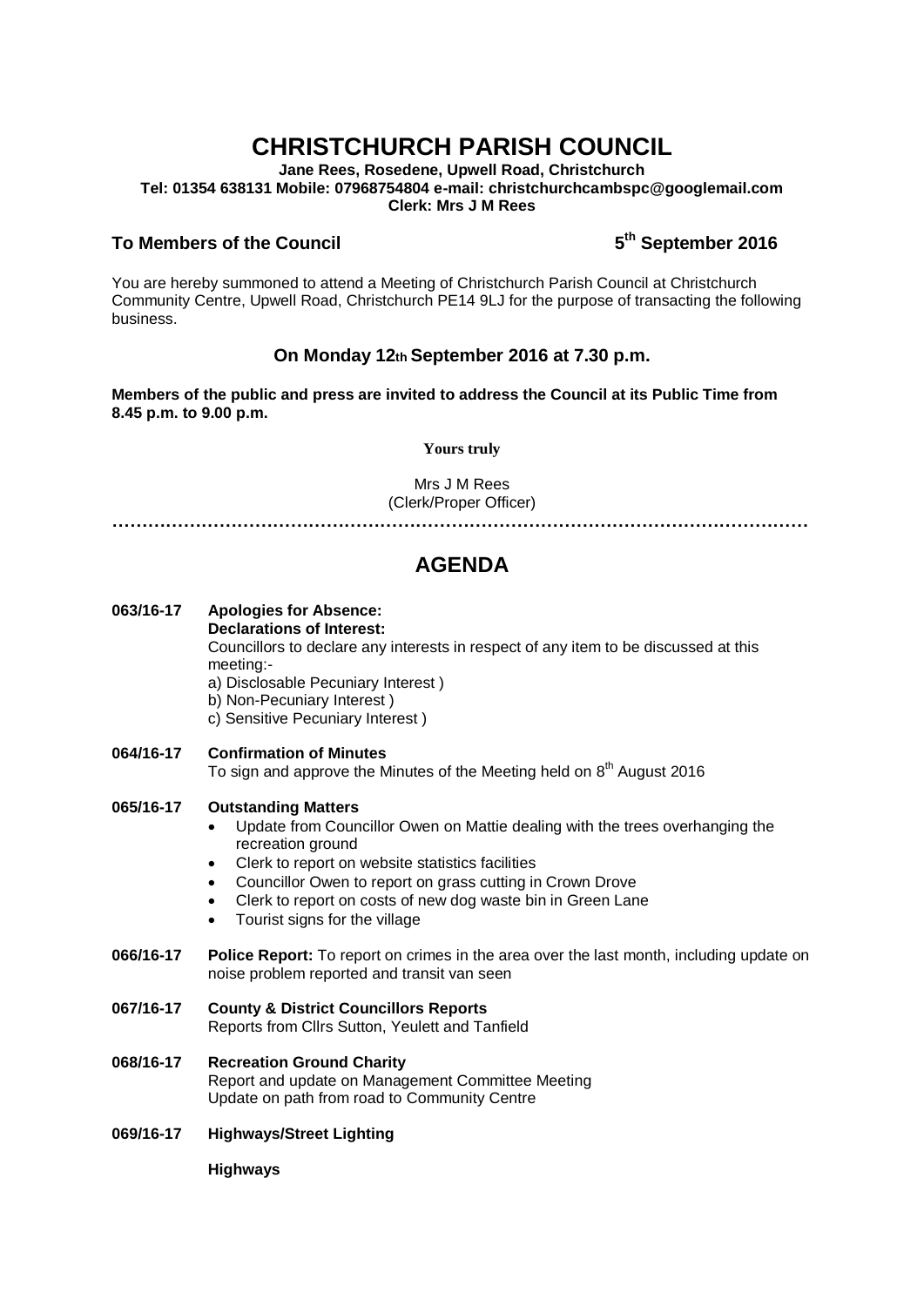# CHRISTCHURCH PARISH COUNCIL

**Jane Rees, Rosedene, Upwell Road, Christchurch**
**Tel: 01354 638131 Mobile: 07968754804 e-mail: christchurchcambspc@googlemail.com**
**Clerk: Mrs J M Rees**

**To Members of the Council** **5th September 2016**

You are hereby summoned to attend a Meeting of Christchurch Parish Council at Christchurch Community Centre, Upwell Road, Christchurch PE14 9LJ for the purpose of transacting the following business.

### On Monday 12th September 2016 at 7.30 p.m.

**Members of the public and press are invited to address the Council at its Public Time from 8.45 p.m. to 9.00 p.m.**

**Yours truly**

Mrs J M Rees
(Clerk/Proper Officer)

…………………………………………………………………………………………………………

## AGENDA

**063/16-17 Apologies for Absence:**
**Declarations of Interest:**
Councillors to declare any interests in respect of any item to be discussed at this meeting:-
a) Disclosable Pecuniary Interest )
b) Non-Pecuniary Interest )
c) Sensitive Pecuniary Interest )

**064/16-17 Confirmation of Minutes**
To sign and approve the Minutes of the Meeting held on 8th August 2016

**065/16-17 Outstanding Matters**

- Update from Councillor Owen on Mattie dealing with the trees overhanging the recreation ground
- Clerk to report on website statistics facilities
- Councillor Owen to report on grass cutting in Crown Drove
- Clerk to report on costs of new dog waste bin in Green Lane
- Tourist signs for the village

**066/16-17 Police Report:** To report on crimes in the area over the last month, including update on noise problem reported and transit van seen

**067/16-17 County & District Councillors Reports**
Reports from Cllrs Sutton, Yeulett and Tanfield

**068/16-17 Recreation Ground Charity**
Report and update on Management Committee Meeting
Update on path from road to Community Centre

**069/16-17 Highways/Street Lighting**

**Highways**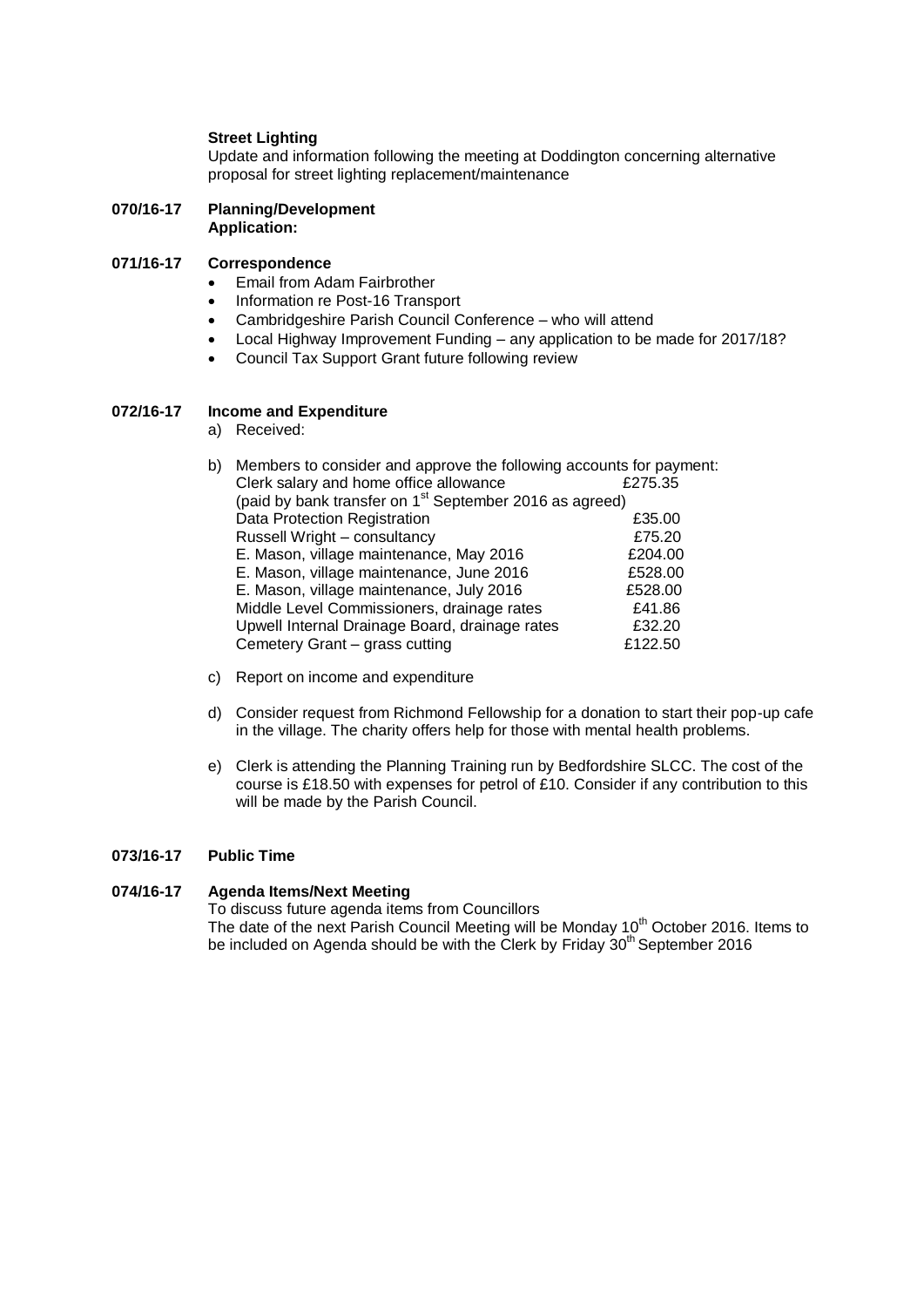**Street Lighting**

Update and information following the meeting at Doddington concerning alternative proposal for street lighting replacement/maintenance

**070/16-17 Planning/Development**
**Application:**

**071/16-17 Correspondence**

- Email from Adam Fairbrother
- Information re Post-16 Transport
- Cambridgeshire Parish Council Conference – who will attend
- Local Highway Improvement Funding – any application to be made for 2017/18?
- Council Tax Support Grant future following review

**072/16-17 Income and Expenditure**

a) Received:

b) Members to consider and approve the following accounts for payment:

| | |
|---|---|
| Clerk salary and home office allowance | £275.35 |
| (paid by bank transfer on 1st September 2016 as agreed) | |
| Data Protection Registration | £35.00 |
| Russell Wright – consultancy | £75.20 |
| E. Mason, village maintenance, May 2016 | £204.00 |
| E. Mason, village maintenance, June 2016 | £528.00 |
| E. Mason, village maintenance, July 2016 | £528.00 |
| Middle Level Commissioners, drainage rates | £41.86 |
| Upwell Internal Drainage Board, drainage rates | £32.20 |
| Cemetery Grant – grass cutting | £122.50 |

c) Report on income and expenditure

d) Consider request from Richmond Fellowship for a donation to start their pop-up cafe in the village. The charity offers help for those with mental health problems.

e) Clerk is attending the Planning Training run by Bedfordshire SLCC. The cost of the course is £18.50 with expenses for petrol of £10. Consider if any contribution to this will be made by the Parish Council.

**073/16-17 Public Time**

**074/16-17 Agenda Items/Next Meeting**

To discuss future agenda items from Councillors

The date of the next Parish Council Meeting will be Monday 10th October 2016. Items to be included on Agenda should be with the Clerk by Friday 30th September 2016